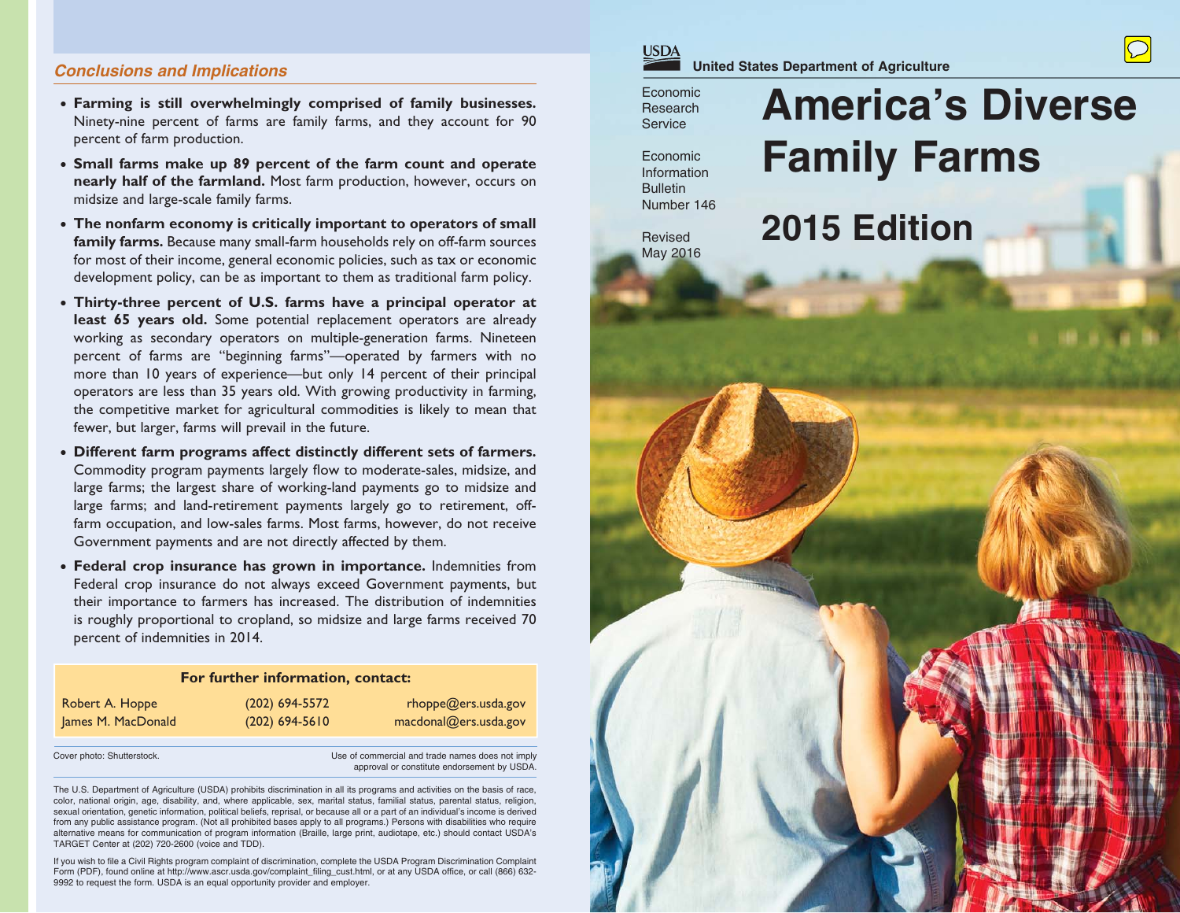USDA

United States Department of Agriculture

Economic Research Service

Economic Information Bulletin Number 146

Revised May 2016

# America's Diverse Family Farms

## 2015 Edition

### Conclusions and Implications

- **Farming is still overwhelmingly comprised of family businesses.** Ninety-nine percent of farms are family farms, and they account for 90 percent of farm production.
- **Small farms make up 89 percent of the farm count and operate nearly half of the farmland.** Most farm production, however, occurs on midsize and large-scale family farms.
- **The nonfarm economy is critically important to operators of small family farms.** Because many small-farm households rely on off-farm sources for most of their income, general economic policies, such as tax or economic development policy, can be as important to them as traditional farm policy.
- **Thirty-three percent of U.S. farms have a principal operator at least 65 years old.** Some potential replacement operators are already working as secondary operators on multiple-generation farms. Nineteen percent of farms are "beginning farms"—operated by farmers with no more than 10 years of experience—but only 14 percent of their principal operators are less than 35 years old. With growing productivity in farming, the competitive market for agricultural commodities is likely to mean that fewer, but larger, farms will prevail in the future.
- **Different farm programs affect distinctly different sets of farmers.** Commodity program payments largely flow to moderate-sales, midsize, and large farms; the largest share of working-land payments go to midsize and large farms; and land-retirement payments largely go to retirement, off-farm occupation, and low-sales farms. Most farms, however, do not receive Government payments and are not directly affected by them.
- **Federal crop insurance has grown in importance.** Indemnities from Federal crop insurance do not always exceed Government payments, but their importance to farmers has increased. The distribution of indemnities is roughly proportional to cropland, so midsize and large farms received 70 percent of indemnities in 2014.

**For further information, contact:**

| | | |
|---|---|---|
| Robert A. Hoppe | (202) 694-5572 | rhoppe@ers.usda.gov |
| James M. MacDonald | (202) 694-5610 | macdonal@ers.usda.gov |

Cover photo: Shutterstock.

Use of commercial and trade names does not imply approval or constitute endorsement by USDA.

The U.S. Department of Agriculture (USDA) prohibits discrimination in all its programs and activities on the basis of race, color, national origin, age, disability, and, where applicable, sex, marital status, familial status, parental status, religion, sexual orientation, genetic information, political beliefs, reprisal, or because all or a part of an individual's income is derived from any public assistance program. (Not all prohibited bases apply to all programs.) Persons with disabilities who require alternative means for communication of program information (Braille, large print, audiotape, etc.) should contact USDA's TARGET Center at (202) 720-2600 (voice and TDD).

If you wish to file a Civil Rights program complaint of discrimination, complete the USDA Program Discrimination Complaint Form (PDF), found online at http://www.ascr.usda.gov/complaint_filing_cust.html, or at any USDA office, or call (866) 632-9992 to request the form. USDA is an equal opportunity provider and employer.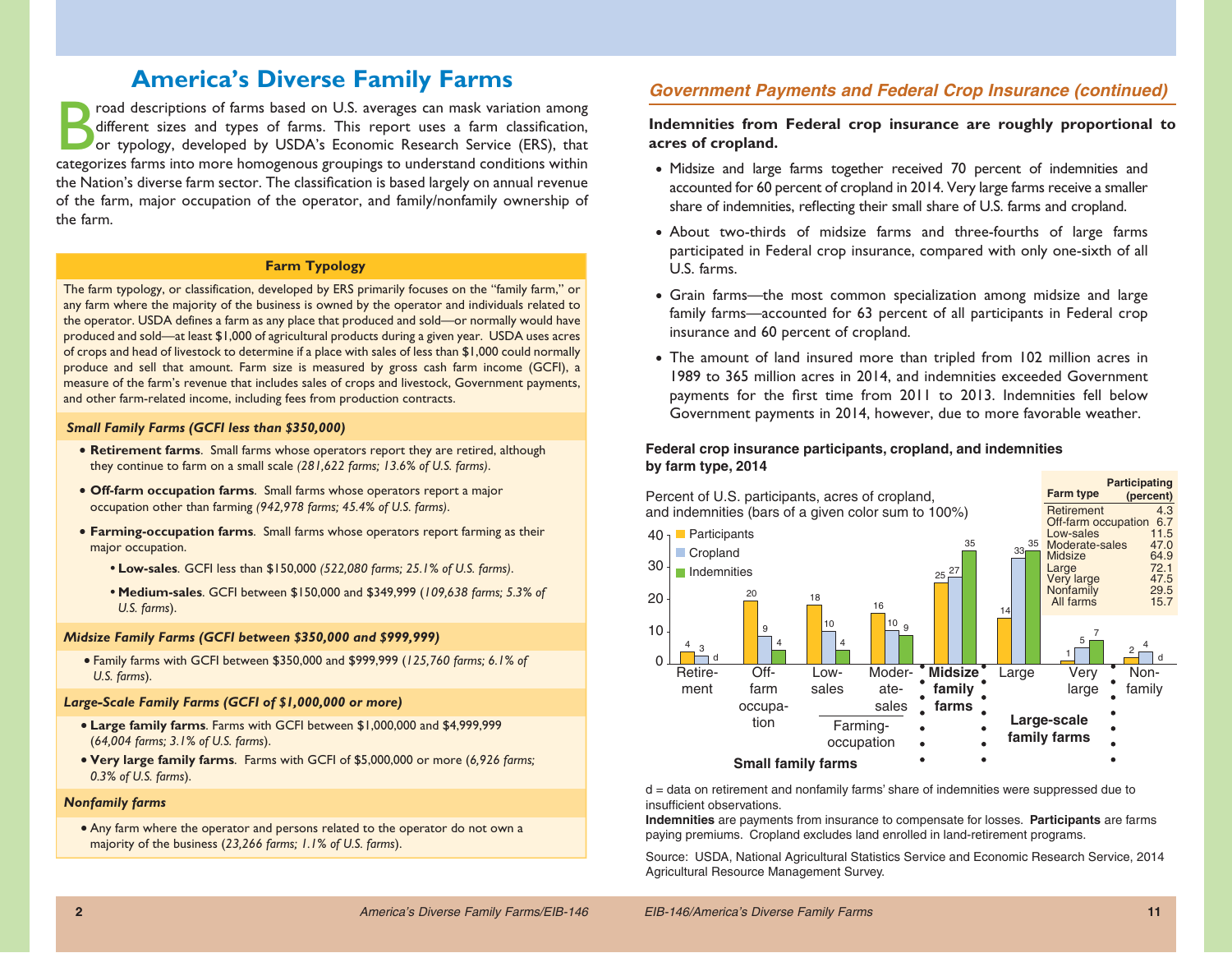# America's Diverse Family Farms

Broad descriptions of farms based on U.S. averages can mask variation among different sizes and types of farms. This report uses a farm classification, or typology, developed by USDA's Economic Research Service (ERS), that categorizes farms into more homogenous groupings to understand conditions within the Nation's diverse farm sector. The classification is based largely on annual revenue of the farm, major occupation of the operator, and family/nonfamily ownership of the farm.

### Farm Typology

The farm typology, or classification, developed by ERS primarily focuses on the "family farm," or any farm where the majority of the business is owned by the operator and individuals related to the operator. USDA defines a farm as any place that produced and sold—or normally would have produced and sold—at least $1,000 of agricultural products during a given year. USDA uses acres of crops and head of livestock to determine if a place with sales of less than $1,000 could normally produce and sell that amount. Farm size is measured by gross cash farm income (GCFI), a measure of the farm's revenue that includes sales of crops and livestock, Government payments, and other farm-related income, including fees from production contracts.

***Small Family Farms (GCFI less than $350,000)***

- **Retirement farms**. Small farms whose operators report they are retired, although they continue to farm on a small scale *(281,622 farms; 13.6% of U.S. farms)*.
- **Off-farm occupation farms**. Small farms whose operators report a major occupation other than farming *(942,978 farms; 45.4% of U.S. farms)*.
- **Farming-occupation farms**. Small farms whose operators report farming as their major occupation.
  - **Low-sales**. GCFI less than $150,000 *(522,080 farms; 25.1% of U.S. farms)*.
  - **Medium-sales**. GCFI between $150,000 and $349,999 (*109,638 farms; 5.3% of U.S. farms*).

***Midsize Family Farms (GCFI between $350,000 and $999,999)***

- Family farms with GCFI between $350,000 and $999,999 (*125,760 farms; 6.1% of U.S. farms*).

***Large-Scale Family Farms (GCFI of $1,000,000 or more)***

- **Large family farms**. Farms with GCFI between $1,000,000 and $4,999,999 (*64,004 farms; 3.1% of U.S. farms*).
- **Very large family farms**. Farms with GCFI of $5,000,000 or more (*6,926 farms; 0.3% of U.S. farms*).

***Nonfamily farms***

- Any farm where the operator and persons related to the operator do not own a majority of the business (*23,266 farms; 1.1% of U.S. farms*).

## *Government Payments and Federal Crop Insurance (continued)*

**Indemnities from Federal crop insurance are roughly proportional to acres of cropland.**

- Midsize and large farms together received 70 percent of indemnities and accounted for 60 percent of cropland in 2014. Very large farms receive a smaller share of indemnities, reflecting their small share of U.S. farms and cropland.
- About two-thirds of midsize farms and three-fourths of large farms participated in Federal crop insurance, compared with only one-sixth of all U.S. farms.
- Grain farms—the most common specialization among midsize and large family farms—accounted for 63 percent of all participants in Federal crop insurance and 60 percent of cropland.
- The amount of land insured more than tripled from 102 million acres in 1989 to 365 million acres in 2014, and indemnities exceeded Government payments for the first time from 2011 to 2013. Indemnities fell below Government payments in 2014, however, due to more favorable weather.

**Federal crop insurance participants, cropland, and indemnities by farm type, 2014**

Percent of U.S. participants, acres of cropland, and indemnities (bars of a given color sum to 100%)

| Farm type | Group | Participants | Cropland | Indemnities |
|---|---|---|---|---|
| Retirement | Small family farms | 4 | 3 | d |
| Off-farm occupation | Small family farms | 20 | 9 | 4 |
| Low-sales | Small family farms (Farming-occupation) | 18 | 10 | 4 |
| Moderate-sales | Small family farms (Farming-occupation) | 16 | 10 | 9 |
| Midsize family farms | Midsize family farms | 25 | 27 | 35 |
| Large | Large-scale family farms | 14 | 33 | 35 |
| Very large | Large-scale family farms | 1 | 5 | 7 |
| Nonfamily | Nonfamily | 2 | 4 | d |

| Farm type | Participating (percent) |
|---|---|
| Retirement | 4.3 |
| Off-farm occupation | 6.7 |
| Low-sales | 11.5 |
| Moderate-sales | 47.0 |
| Midsize | 64.9 |
| Large | 72.1 |
| Very large | 47.5 |
| Nonfamily | 29.5 |
| All farms | 15.7 |

d = data on retirement and nonfamily farms' share of indemnities were suppressed due to insufficient observations.

**Indemnities** are payments from insurance to compensate for losses. **Participants** are farms paying premiums. Cropland excludes land enrolled in land-retirement programs.

Source: USDA, National Agricultural Statistics Service and Economic Research Service, 2014 Agricultural Resource Management Survey.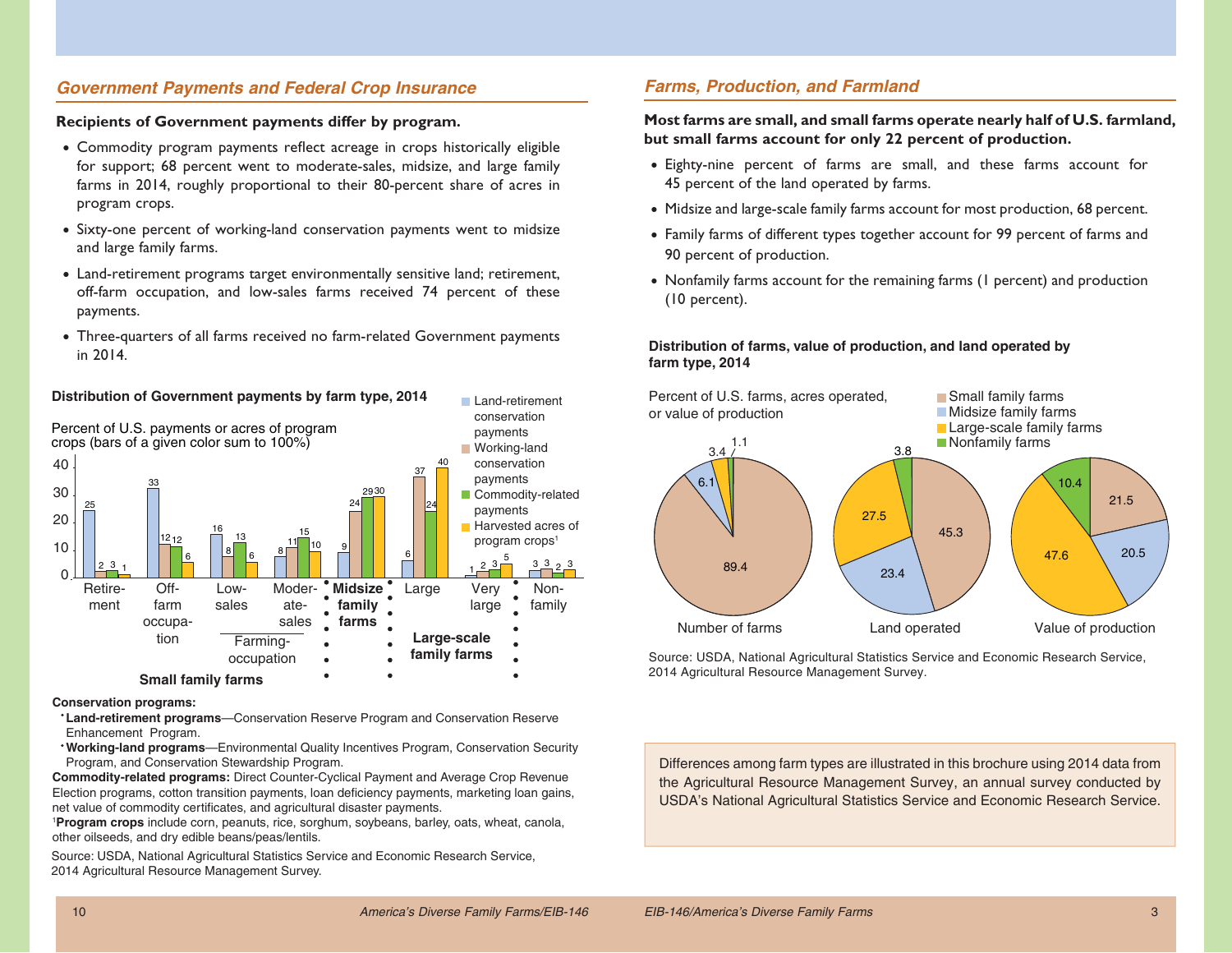## Government Payments and Federal Crop Insurance

**Recipients of Government payments differ by program.**

- Commodity program payments reflect acreage in crops historically eligible for support; 68 percent went to moderate-sales, midsize, and large family farms in 2014, roughly proportional to their 80-percent share of acres in program crops.
- Sixty-one percent of working-land conservation payments went to midsize and large family farms.
- Land-retirement programs target environmentally sensitive land; retirement, off-farm occupation, and low-sales farms received 74 percent of these payments.
- Three-quarters of all farms received no farm-related Government payments in 2014.

**Distribution of Government payments by farm type, 2014**

Percent of U.S. payments or acres of program crops (bars of a given color sum to 100%)

| Farm type | Land-retirement conservation payments | Working-land conservation payments | Commodity-related payments | Harvested acres of program crops[1] |
|---|---|---|---|---|
| Small family farms: Retirement | 25 | 2 | 3 | 1 |
| Small family farms: Off-farm occupation | 33 | 12 | 12 | 6 |
| Small family farms: Farming-occupation: Low-sales | 16 | 8 | 13 | 6 |
| Small family farms: Farming-occupation: Moderate-sales | 8 | 11 | 15 | 10 |
| Midsize family farms | 9 | 24 | 29 | 30 |
| Large-scale family farms: Large | 6 | 37 | 24 | 40 |
| Large-scale family farms: Very large | 1 | 2 | 3 | 5 |
| Nonfamily | 3 | 3 | 2 | 3 |

**Conservation programs:**

- **Land-retirement programs**—Conservation Reserve Program and Conservation Reserve Enhancement Program.
- **Working-land programs**—Environmental Quality Incentives Program, Conservation Security Program, and Conservation Stewardship Program.

**Commodity-related programs:** Direct Counter-Cyclical Payment and Average Crop Revenue Election programs, cotton transition payments, loan deficiency payments, marketing loan gains, net value of commodity certificates, and agricultural disaster payments.

[1]**Program crops** include corn, peanuts, rice, sorghum, soybeans, barley, oats, wheat, canola, other oilseeds, and dry edible beans/peas/lentils.

Source: USDA, National Agricultural Statistics Service and Economic Research Service, 2014 Agricultural Resource Management Survey.

## Farms, Production, and Farmland

**Most farms are small, and small farms operate nearly half of U.S. farmland, but small farms account for only 22 percent of production.**

- Eighty-nine percent of farms are small, and these farms account for 45 percent of the land operated by farms.
- Midsize and large-scale family farms account for most production, 68 percent.
- Family farms of different types together account for 99 percent of farms and 90 percent of production.
- Nonfamily farms account for the remaining farms (1 percent) and production (10 percent).

**Distribution of farms, value of production, and land operated by farm type, 2014**

Percent of U.S. farms, acres operated, or value of production

| Farm type | Number of farms | Land operated | Value of production |
|---|---|---|---|
| Small family farms | 89.4 | 45.3 | 21.5 |
| Midsize family farms | 6.1 | 23.4 | 20.5 |
| Large-scale family farms | 3.4 | 27.5 | 47.6 |
| Nonfamily farms | 1.1 | 3.8 | 10.4 |

Source: USDA, National Agricultural Statistics Service and Economic Research Service, 2014 Agricultural Resource Management Survey.

Differences among farm types are illustrated in this brochure using 2014 data from the Agricultural Resource Management Survey, an annual survey conducted by USDA's National Agricultural Statistics Service and Economic Research Service.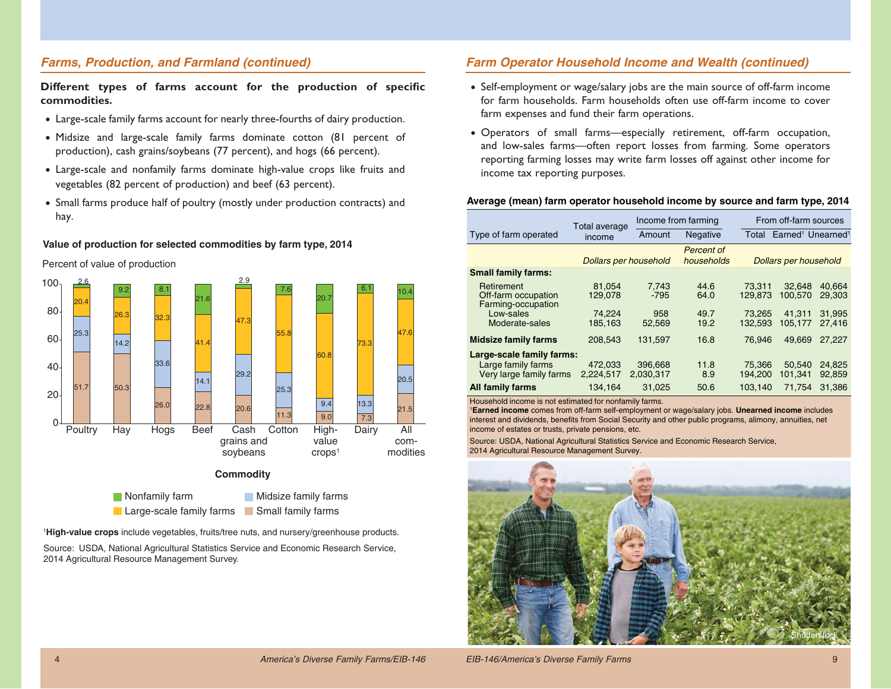## Farms, Production, and Farmland (continued)

**Different types of farms account for the production of specific commodities.**

- Large-scale family farms account for nearly three-fourths of dairy production.
- Midsize and large-scale family farms dominate cotton (81 percent of production), cash grains/soybeans (77 percent), and hogs (66 percent).
- Large-scale and nonfamily farms dominate high-value crops like fruits and vegetables (82 percent of production) and beef (63 percent).
- Small farms produce half of poultry (mostly under production contracts) and hay.

**Value of production for selected commodities by farm type, 2014**

Percent of value of production

| Commodity | Small family farms | Midsize family farms | Large-scale family farms | Nonfamily farm |
|---|---|---|---|---|
| Poultry | 51.7 | 25.3 | 20.4 | 2.6 |
| Hay | 50.3 | 14.2 | 26.3 | 9.2 |
| Hogs | 26.0 | 33.6 | 32.3 | 8.1 |
| Beef | 22.8 | 14.1 | 41.4 | 21.6 |
| Cash grains and soybeans | 20.6 | 29.2 | 47.3 | 2.9 |
| Cotton | 11.3 | 25.3 | 55.8 | 7.6 |
| High-value crops[1] | 9.0 | 9.4 | 60.8 | 20.7 |
| Dairy | 7.3 | 13.3 | 73.3 | 6.1 |
| All commodities | 21.5 | 20.5 | 47.6 | 10.4 |

[1]**High-value crops** include vegetables, fruits/tree nuts, and nursery/greenhouse products.

Source: USDA, National Agricultural Statistics Service and Economic Research Service, 2014 Agricultural Resource Management Survey.

## Farm Operator Household Income and Wealth (continued)

- Self-employment or wage/salary jobs are the main source of off-farm income for farm households. Farm households often use off-farm income to cover farm expenses and fund their farm operations.
- Operators of small farms—especially retirement, off-farm occupation, and low-sales farms—often report losses from farming. Some operators reporting farming losses may write farm losses off against other income for income tax reporting purposes.

**Average (mean) farm operator household income by source and farm type, 2014**

| Type of farm operated | Total average income | Income from farming | | From off-farm sources | | |
|---|---|---|---|---|---|---|
| | | Amount | Negative | Total | Earned[1] | Unearned[1] |
| | *Dollars per household* | | *Percent of households* | *Dollars per household* | | |
| **Small family farms:** | | | | | | |
| Retirement | 81,054 | 7,743 | 44.6 | 73,311 | 32,648 | 40,664 |
| Off-farm occupation | 129,078 | -795 | 64.0 | 129,873 | 100,570 | 29,303 |
| Farming-occupation | | | | | | |
| Low-sales | 74,224 | 958 | 49.7 | 73,265 | 41,311 | 31,995 |
| Moderate-sales | 185,163 | 52,569 | 19.2 | 132,593 | 105,177 | 27,416 |
| **Midsize family farms** | 208,543 | 131,597 | 16.8 | 76,946 | 49,669 | 27,227 |
| **Large-scale family farms:** | | | | | | |
| Large family farms | 472,033 | 396,668 | 11.8 | 75,366 | 50,540 | 24,825 |
| Very large family farms | 2,224,517 | 2,030,317 | 8.9 | 194,200 | 101,341 | 92,859 |
| **All family farms** | 134,164 | 31,025 | 50.6 | 103,140 | 71,754 | 31,386 |

Household income is not estimated for nonfamily farms.

[1]**Earned income** comes from off-farm self-employment or wage/salary jobs. **Unearned income** includes interest and dividends, benefits from Social Security and other public programs, alimony, annuities, net income of estates or trusts, private pensions, etc.

Source: USDA, National Agricultural Statistics Service and Economic Research Service, 2014 Agricultural Resource Management Survey.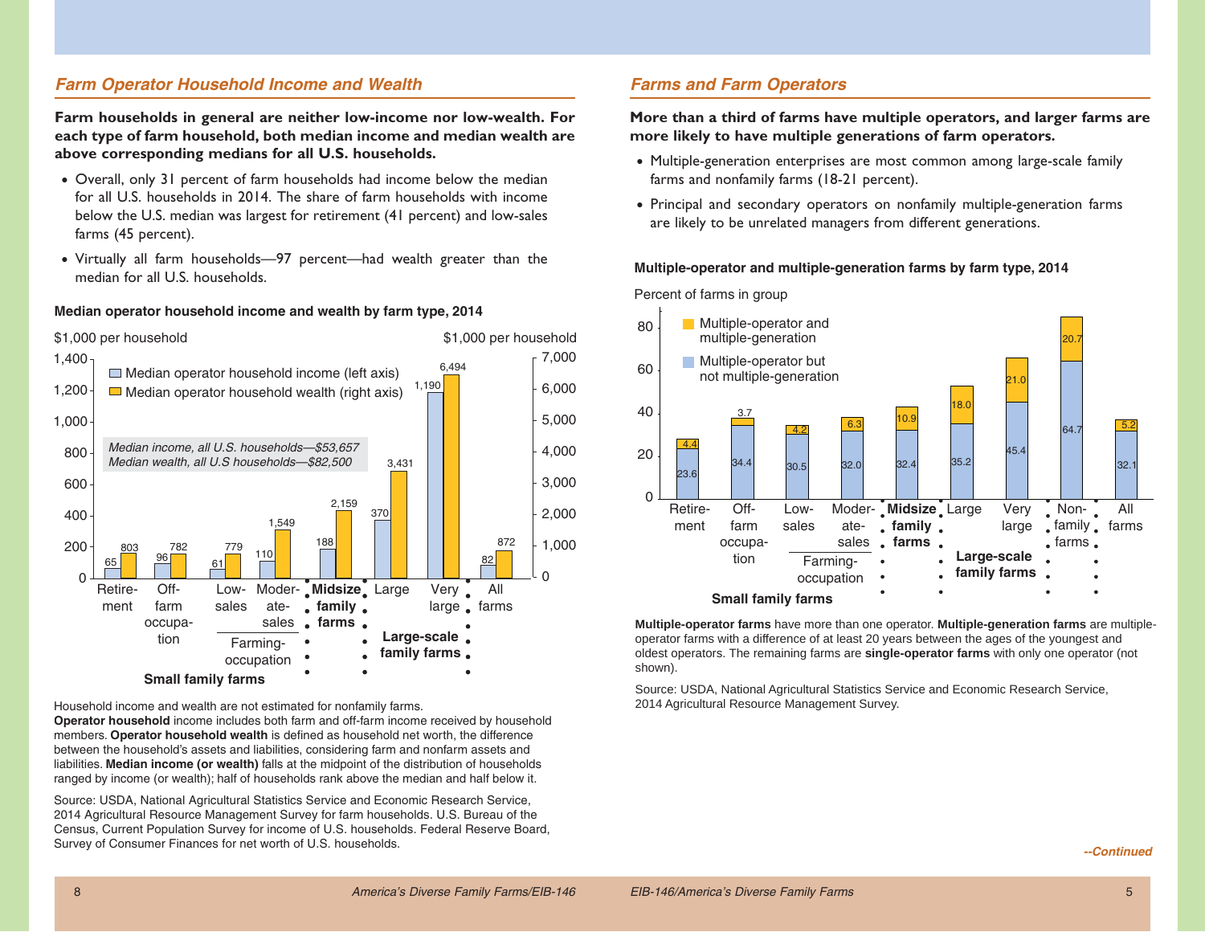## Farm Operator Household Income and Wealth

**Farm households in general are neither low-income nor low-wealth. For each type of farm household, both median income and median wealth are above corresponding medians for all U.S. households.**

- Overall, only 31 percent of farm households had income below the median for all U.S. households in 2014. The share of farm households with income below the U.S. median was largest for retirement (41 percent) and low-sales farms (45 percent).
- Virtually all farm households—97 percent—had wealth greater than the median for all U.S. households.

**Median operator household income and wealth by farm type, 2014**

$1,000 per household

| Farm type | Median operator household income (left axis) | Median operator household wealth (right axis) |
|---|---|---|
| Small family farms: Retirement | 65 | 803 |
| Small family farms: Off-farm occupation | 96 | 782 |
| Small family farms: Farming-occupation: Low-sales | 61 | 779 |
| Small family farms: Farming-occupation: Moderate-sales | 110 | 1,549 |
| Midsize family farms | 188 | 2,159 |
| Large-scale family farms: Large | 370 | 3,431 |
| Large-scale family farms: Very large | 1,190 | 6,494 |
| All farms | 82 | 872 |

*Median income, all U.S. households—$53,657*
*Median wealth, all U.S households—$82,500*

Household income and wealth are not estimated for nonfamily farms.
**Operator household** income includes both farm and off-farm income received by household members. **Operator household wealth** is defined as household net worth, the difference between the household's assets and liabilities, considering farm and nonfarm assets and liabilities. **Median income (or wealth)** falls at the midpoint of the distribution of households ranged by income (or wealth); half of households rank above the median and half below it.

Source: USDA, National Agricultural Statistics Service and Economic Research Service, 2014 Agricultural Resource Management Survey for farm households. U.S. Bureau of the Census, Current Population Survey for income of U.S. households. Federal Reserve Board, Survey of Consumer Finances for net worth of U.S. households.

## Farms and Farm Operators

**More than a third of farms have multiple operators, and larger farms are more likely to have multiple generations of farm operators.**

- Multiple-generation enterprises are most common among large-scale family farms and nonfamily farms (18-21 percent).
- Principal and secondary operators on nonfamily multiple-generation farms are likely to be unrelated managers from different generations.

**Multiple-operator and multiple-generation farms by farm type, 2014**

Percent of farms in group

| Farm type | Multiple-operator but not multiple-generation | Multiple-operator and multiple-generation |
|---|---|---|
| Small family farms: Retirement | 23.6 | 4.4 |
| Small family farms: Off-farm occupation | 34.4 | 3.7 |
| Small family farms: Farming-occupation: Low-sales | 30.5 | 4.2 |
| Small family farms: Farming-occupation: Moderate-sales | 32.0 | 6.3 |
| Midsize family farms | 32.4 | 10.9 |
| Large-scale family farms: Large | 35.2 | 18.0 |
| Large-scale family farms: Very large | 45.4 | 21.0 |
| Nonfamily farms | 64.7 | 20.7 |
| All farms | 32.1 | 5.2 |

**Multiple-operator farms** have more than one operator. **Multiple-generation farms** are multiple-operator farms with a difference of at least 20 years between the ages of the youngest and oldest operators. The remaining farms are **single-operator farms** with only one operator (not shown).

Source: USDA, National Agricultural Statistics Service and Economic Research Service, 2014 Agricultural Resource Management Survey.

*--Continued*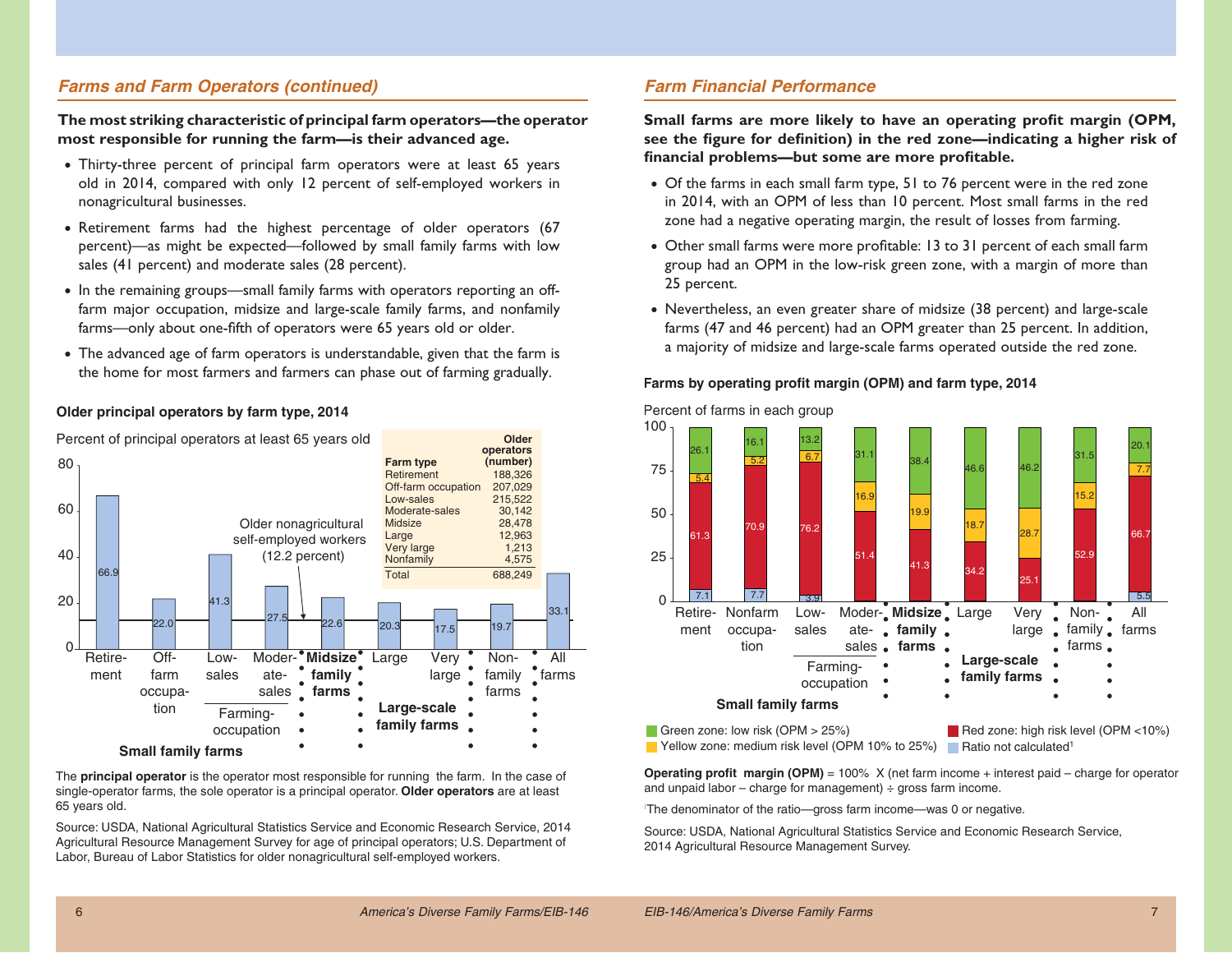## Farms and Farm Operators (continued)

**The most striking characteristic of principal farm operators—the operator most responsible for running the farm—is their advanced age.**

- Thirty-three percent of principal farm operators were at least 65 years old in 2014, compared with only 12 percent of self-employed workers in nonagricultural businesses.
- Retirement farms had the highest percentage of older operators (67 percent)—as might be expected—followed by small family farms with low sales (41 percent) and moderate sales (28 percent).
- In the remaining groups—small family farms with operators reporting an off-farm major occupation, midsize and large-scale family farms, and nonfamily farms—only about one-fifth of operators were 65 years old or older.
- The advanced age of farm operators is understandable, given that the farm is the home for most farmers and farmers can phase out of farming gradually.

**Older principal operators by farm type, 2014**

Percent of principal operators at least 65 years old

80
60
40
20
0

66.9
22.0
41.3
27.5
22.6
20.3
17.5
19.7
33.1

Older nonagricultural self-employed workers (12.2 percent)

Retire-ment
Off-farm occupa-tion
Low-sales
Moder-ate-sales
Farming-occupation
Small family farms
Midsize family farms
Large
Very large
Large-scale family farms
Non-family farms
All farms

| Farm type | Older operators (number) |
|---|---|
| Retirement | 188,326 |
| Off-farm occupation | 207,029 |
| Low-sales | 215,522 |
| Moderate-sales | 30,142 |
| Midsize | 28,478 |
| Large | 12,963 |
| Very large | 1,213 |
| Nonfamily | 4,575 |
| Total | 688,249 |

The **principal operator** is the operator most responsible for running the farm. In the case of single-operator farms, the sole operator is a principal operator. **Older operators** are at least 65 years old.

Source: USDA, National Agricultural Statistics Service and Economic Research Service, 2014 Agricultural Resource Management Survey for age of principal operators; U.S. Department of Labor, Bureau of Labor Statistics for older nonagricultural self-employed workers.

## Farm Financial Performance

**Small farms are more likely to have an operating profit margin (OPM, see the figure for definition) in the red zone—indicating a higher risk of financial problems—but some are more profitable.**

- Of the farms in each small farm type, 51 to 76 percent were in the red zone in 2014, with an OPM of less than 10 percent. Most small farms in the red zone had a negative operating margin, the result of losses from farming.
- Other small farms were more profitable: 13 to 31 percent of each small farm group had an OPM in the low-risk green zone, with a margin of more than 25 percent.
- Nevertheless, an even greater share of midsize (38 percent) and large-scale farms (47 and 46 percent) had an OPM greater than 25 percent. In addition, a majority of midsize and large-scale farms operated outside the red zone.

**Farms by operating profit margin (OPM) and farm type, 2014**

Percent of farms in each group

100
75
50
25
0

Retire-ment: 7.1, 61.3, 5.4, 26.1
Nonfarm occupa-tion: 7.7, 70.9, 5.2, 16.1
Low-sales: 3.9, 76.2, 6.7, 13.2
Moder-ate-sales: 51.4, 16.9, 31.1
Midsize family farms: 41.3, 19.9, 38.4
Large: 34.2, 18.7, 46.6
Very large: 25.1, 28.7, 46.2
Non-family farms: 52.9, 15.2, 31.5
All farms: 5.5, 66.7, 7.7, 20.1

Farming-occupation
Small family farms
Large-scale family farms

Green zone: low risk (OPM > 25%)
Yellow zone: medium risk level (OPM 10% to 25%)
Red zone: high risk level (OPM <10%)
Ratio not calculated[1]

**Operating profit margin (OPM)** = 100% X (net farm income + interest paid – charge for operator and unpaid labor – charge for management) ÷ gross farm income.

[1]The denominator of the ratio—gross farm income—was 0 or negative.

Source: USDA, National Agricultural Statistics Service and Economic Research Service, 2014 Agricultural Resource Management Survey.